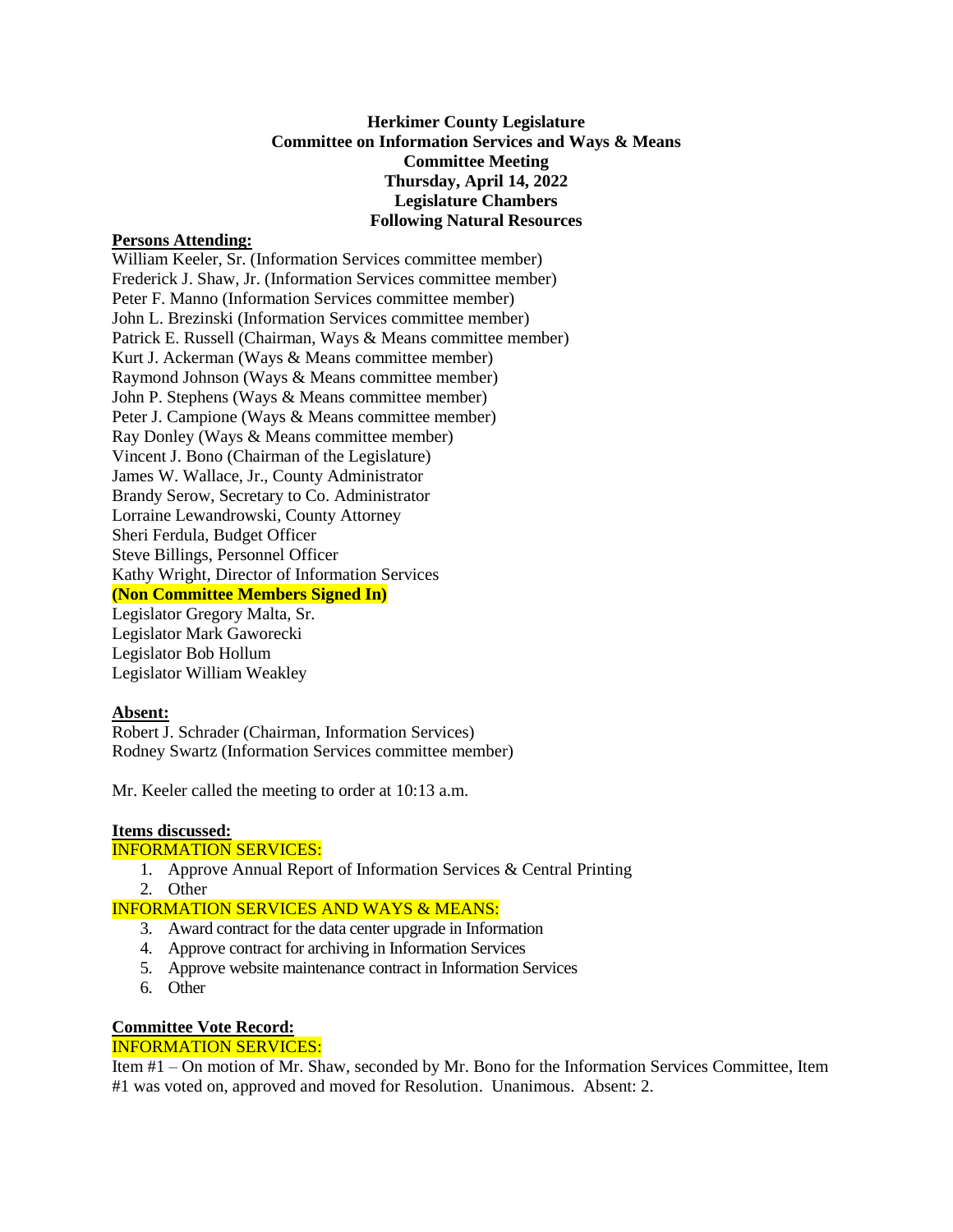**Herkimer County Legislature**
**Committee on Information Services and Ways & Means**
**Committee Meeting**
**Thursday, April 14, 2022**
**Legislature Chambers**
**Following Natural Resources**

**Persons Attending:**

William Keeler, Sr. (Information Services committee member)
Frederick J. Shaw, Jr. (Information Services committee member)
Peter F. Manno (Information Services committee member)
John L. Brezinski (Information Services committee member)
Patrick E. Russell (Chairman, Ways & Means committee member)
Kurt J. Ackerman (Ways & Means committee member)
Raymond Johnson (Ways & Means committee member)
John P. Stephens (Ways & Means committee member)
Peter J. Campione (Ways & Means committee member)
Ray Donley (Ways & Means committee member)
Vincent J. Bono (Chairman of the Legislature)
James W. Wallace, Jr., County Administrator
Brandy Serow, Secretary to Co. Administrator
Lorraine Lewandrowski, County Attorney
Sheri Ferdula, Budget Officer
Steve Billings, Personnel Officer
Kathy Wright, Director of Information Services
**(Non Committee Members Signed In)**
Legislator Gregory Malta, Sr.
Legislator Mark Gaworecki
Legislator Bob Hollum
Legislator William Weakley

**Absent:**

Robert J. Schrader (Chairman, Information Services)
Rodney Swartz (Information Services committee member)

Mr. Keeler called the meeting to order at 10:13 a.m.

**Items discussed:**

INFORMATION SERVICES:

1. Approve Annual Report of Information Services & Central Printing
2. Other

INFORMATION SERVICES AND WAYS & MEANS:

3. Award contract for the data center upgrade in Information
4. Approve contract for archiving in Information Services
5. Approve website maintenance contract in Information Services
6. Other

**Committee Vote Record:**

INFORMATION SERVICES:

Item #1 – On motion of Mr. Shaw, seconded by Mr. Bono for the Information Services Committee, Item #1 was voted on, approved and moved for Resolution. Unanimous. Absent: 2.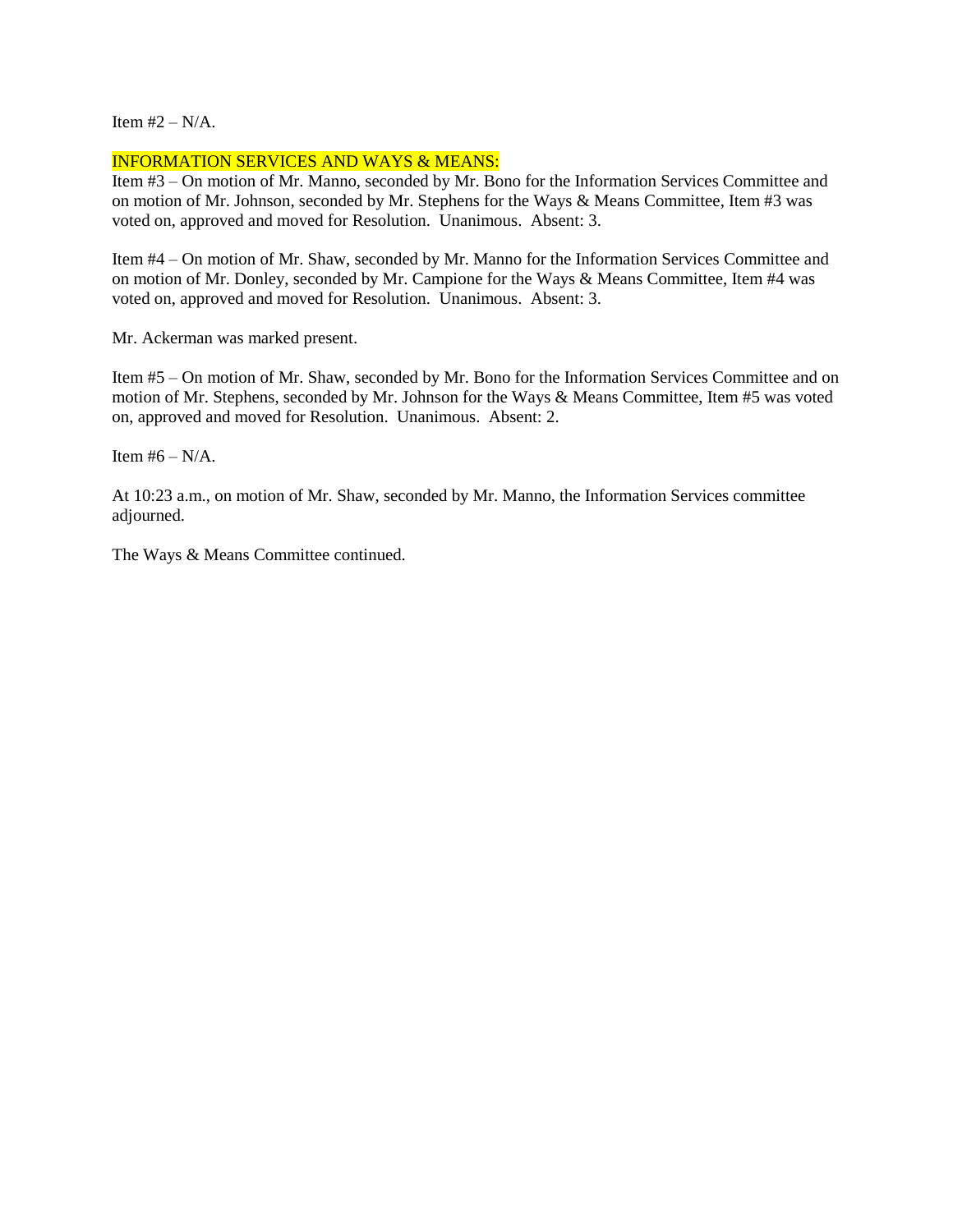Item #2 – N/A.

INFORMATION SERVICES AND WAYS & MEANS:

Item #3 – On motion of Mr. Manno, seconded by Mr. Bono for the Information Services Committee and on motion of Mr. Johnson, seconded by Mr. Stephens for the Ways & Means Committee, Item #3 was voted on, approved and moved for Resolution. Unanimous. Absent: 3.

Item #4 – On motion of Mr. Shaw, seconded by Mr. Manno for the Information Services Committee and on motion of Mr. Donley, seconded by Mr. Campione for the Ways & Means Committee, Item #4 was voted on, approved and moved for Resolution. Unanimous. Absent: 3.

Mr. Ackerman was marked present.

Item #5 – On motion of Mr. Shaw, seconded by Mr. Bono for the Information Services Committee and on motion of Mr. Stephens, seconded by Mr. Johnson for the Ways & Means Committee, Item #5 was voted on, approved and moved for Resolution. Unanimous. Absent: 2.

Item #6 – N/A.

At 10:23 a.m., on motion of Mr. Shaw, seconded by Mr. Manno, the Information Services committee adjourned.

The Ways & Means Committee continued.